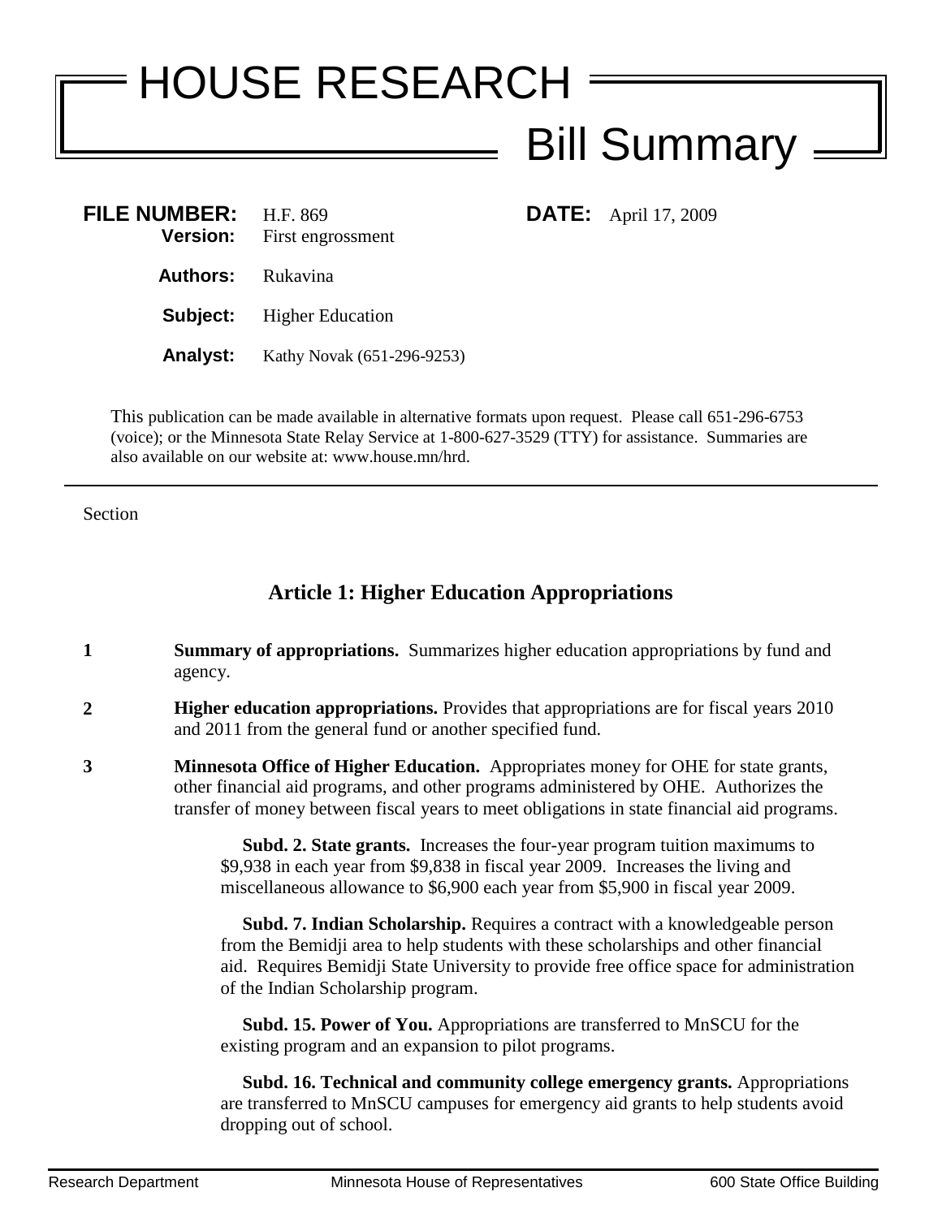# HOUSE RESEARCH

## Bill Summary

| | | | |
|---|---|---|---|
| **FILE NUMBER:** | H.F. 869 | **DATE:** | April 17, 2009 |
| **Version:** | First engrossment | | |
| **Authors:** | Rukavina | | |
| **Subject:** | Higher Education | | |
| **Analyst:** | Kathy Novak (651-296-9253) | | |

This publication can be made available in alternative formats upon request. Please call 651-296-6753 (voice); or the Minnesota State Relay Service at 1-800-627-3529 (TTY) for assistance. Summaries are also available on our website at: www.house.mn/hrd.

---

Section

### Article 1: Higher Education Appropriations

**1** **Summary of appropriations.** Summarizes higher education appropriations by fund and agency.

**2** **Higher education appropriations.** Provides that appropriations are for fiscal years 2010 and 2011 from the general fund or another specified fund.

**3** **Minnesota Office of Higher Education.** Appropriates money for OHE for state grants, other financial aid programs, and other programs administered by OHE. Authorizes the transfer of money between fiscal years to meet obligations in state financial aid programs.

**Subd. 2. State grants.** Increases the four-year program tuition maximums to $9,938 in each year from $9,838 in fiscal year 2009. Increases the living and miscellaneous allowance to $6,900 each year from $5,900 in fiscal year 2009.

**Subd. 7. Indian Scholarship.** Requires a contract with a knowledgeable person from the Bemidji area to help students with these scholarships and other financial aid. Requires Bemidji State University to provide free office space for administration of the Indian Scholarship program.

**Subd. 15. Power of You.** Appropriations are transferred to MnSCU for the existing program and an expansion to pilot programs.

**Subd. 16. Technical and community college emergency grants.** Appropriations are transferred to MnSCU campuses for emergency aid grants to help students avoid dropping out of school.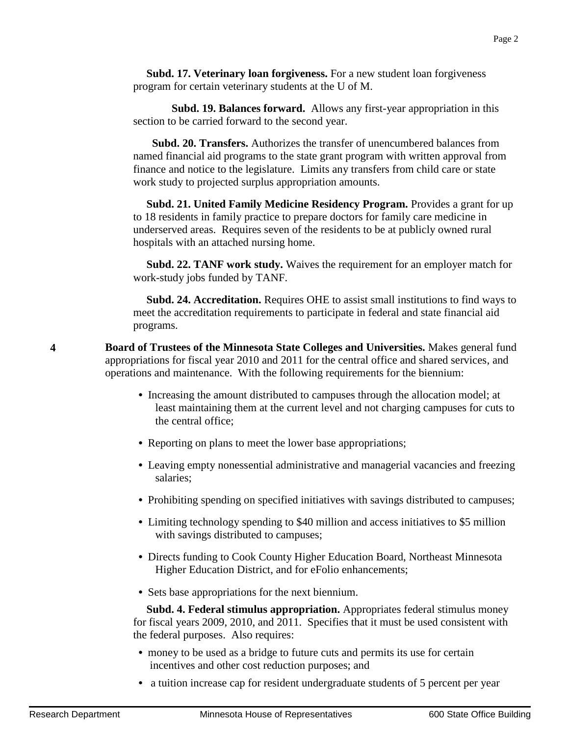**Subd. 17. Veterinary loan forgiveness.** For a new student loan forgiveness program for certain veterinary students at the U of M.

**Subd. 19. Balances forward.** Allows any first-year appropriation in this section to be carried forward to the second year.

**Subd. 20. Transfers.** Authorizes the transfer of unencumbered balances from named financial aid programs to the state grant program with written approval from finance and notice to the legislature. Limits any transfers from child care or state work study to projected surplus appropriation amounts.

**Subd. 21. United Family Medicine Residency Program.** Provides a grant for up to 18 residents in family practice to prepare doctors for family care medicine in underserved areas. Requires seven of the residents to be at publicly owned rural hospitals with an attached nursing home.

**Subd. 22. TANF work study.** Waives the requirement for an employer match for work-study jobs funded by TANF.

**Subd. 24. Accreditation.** Requires OHE to assist small institutions to find ways to meet the accreditation requirements to participate in federal and state financial aid programs.

**4** **Board of Trustees of the Minnesota State Colleges and Universities.** Makes general fund appropriations for fiscal year 2010 and 2011 for the central office and shared services, and operations and maintenance. With the following requirements for the biennium:

- Increasing the amount distributed to campuses through the allocation model; at least maintaining them at the current level and not charging campuses for cuts to the central office;
- Reporting on plans to meet the lower base appropriations;
- Leaving empty nonessential administrative and managerial vacancies and freezing salaries;
- Prohibiting spending on specified initiatives with savings distributed to campuses;
- Limiting technology spending to $40 million and access initiatives to $5 million with savings distributed to campuses;
- Directs funding to Cook County Higher Education Board, Northeast Minnesota Higher Education District, and for eFolio enhancements;
- Sets base appropriations for the next biennium.

**Subd. 4. Federal stimulus appropriation.** Appropriates federal stimulus money for fiscal years 2009, 2010, and 2011. Specifies that it must be used consistent with the federal purposes. Also requires:

- money to be used as a bridge to future cuts and permits its use for certain incentives and other cost reduction purposes; and
- a tuition increase cap for resident undergraduate students of 5 percent per year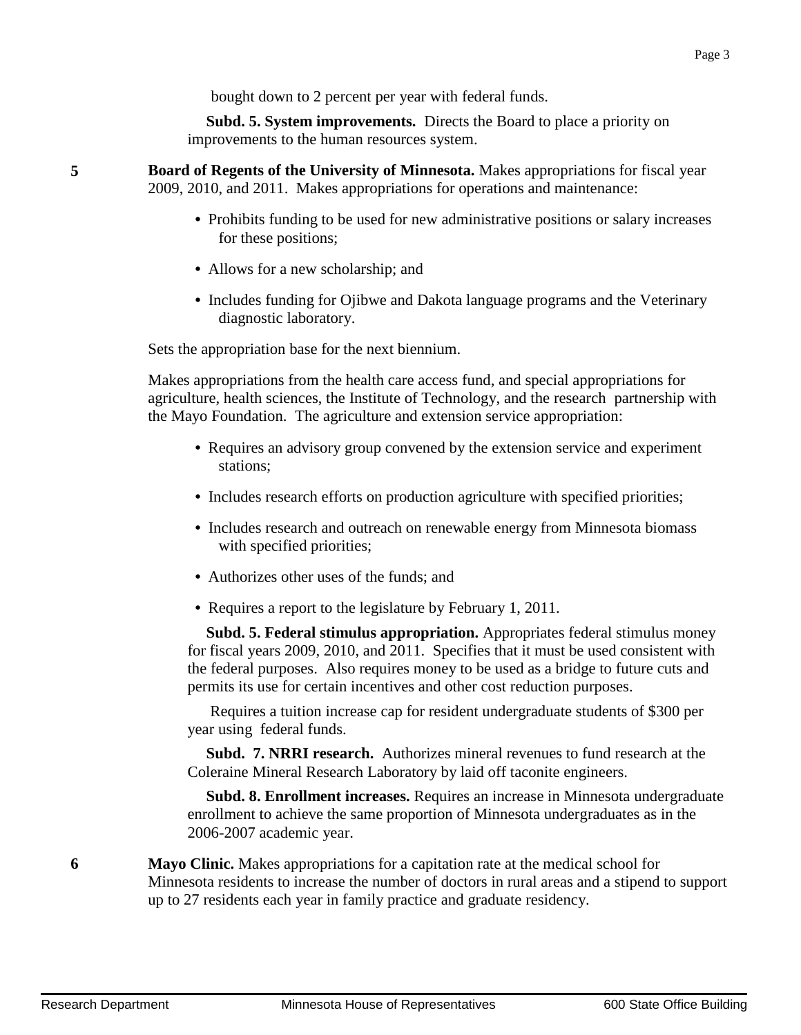bought down to 2 percent per year with federal funds.

**Subd. 5. System improvements.** Directs the Board to place a priority on improvements to the human resources system.

**5** **Board of Regents of the University of Minnesota.** Makes appropriations for fiscal year 2009, 2010, and 2011. Makes appropriations for operations and maintenance:

- Prohibits funding to be used for new administrative positions or salary increases for these positions;
- Allows for a new scholarship; and
- Includes funding for Ojibwe and Dakota language programs and the Veterinary diagnostic laboratory.

Sets the appropriation base for the next biennium.

Makes appropriations from the health care access fund, and special appropriations for agriculture, health sciences, the Institute of Technology, and the research partnership with the Mayo Foundation. The agriculture and extension service appropriation:

- Requires an advisory group convened by the extension service and experiment stations;
- Includes research efforts on production agriculture with specified priorities;
- Includes research and outreach on renewable energy from Minnesota biomass with specified priorities;
- Authorizes other uses of the funds; and
- Requires a report to the legislature by February 1, 2011.

**Subd. 5. Federal stimulus appropriation.** Appropriates federal stimulus money for fiscal years 2009, 2010, and 2011. Specifies that it must be used consistent with the federal purposes. Also requires money to be used as a bridge to future cuts and permits its use for certain incentives and other cost reduction purposes.

Requires a tuition increase cap for resident undergraduate students of $300 per year using federal funds.

**Subd. 7. NRRI research.** Authorizes mineral revenues to fund research at the Coleraine Mineral Research Laboratory by laid off taconite engineers.

**Subd. 8. Enrollment increases.** Requires an increase in Minnesota undergraduate enrollment to achieve the same proportion of Minnesota undergraduates as in the 2006-2007 academic year.

**6** **Mayo Clinic.** Makes appropriations for a capitation rate at the medical school for Minnesota residents to increase the number of doctors in rural areas and a stipend to support up to 27 residents each year in family practice and graduate residency.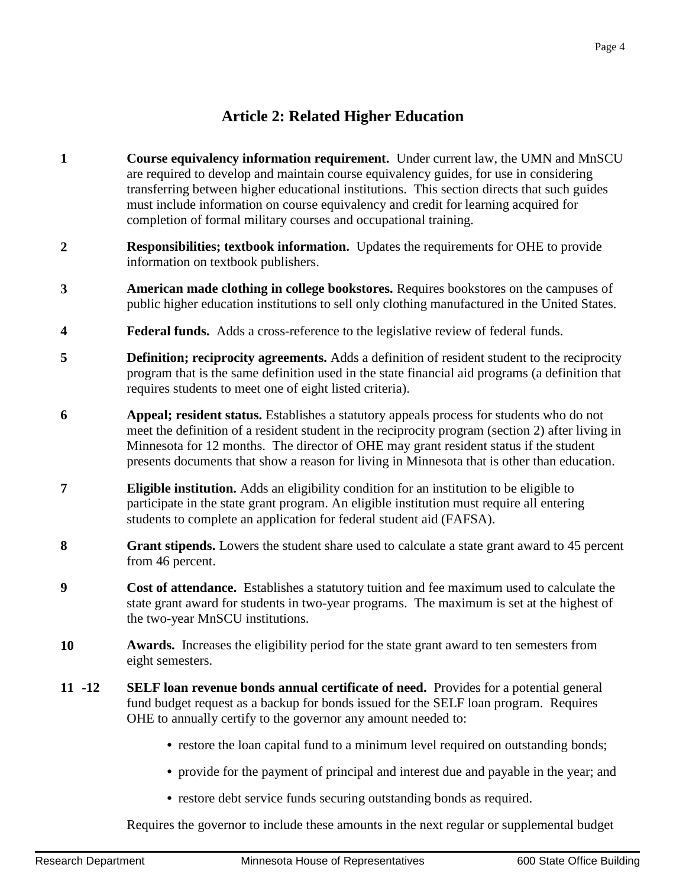## Article 2: Related Higher Education

**1** **Course equivalency information requirement.** Under current law, the UMN and MnSCU are required to develop and maintain course equivalency guides, for use in considering transferring between higher educational institutions. This section directs that such guides must include information on course equivalency and credit for learning acquired for completion of formal military courses and occupational training.

**2** **Responsibilities; textbook information.** Updates the requirements for OHE to provide information on textbook publishers.

**3** **American made clothing in college bookstores.** Requires bookstores on the campuses of public higher education institutions to sell only clothing manufactured in the United States.

**4** **Federal funds.** Adds a cross-reference to the legislative review of federal funds.

**5** **Definition; reciprocity agreements.** Adds a definition of resident student to the reciprocity program that is the same definition used in the state financial aid programs (a definition that requires students to meet one of eight listed criteria).

**6** **Appeal; resident status.** Establishes a statutory appeals process for students who do not meet the definition of a resident student in the reciprocity program (section 2) after living in Minnesota for 12 months. The director of OHE may grant resident status if the student presents documents that show a reason for living in Minnesota that is other than education.

**7** **Eligible institution.** Adds an eligibility condition for an institution to be eligible to participate in the state grant program. An eligible institution must require all entering students to complete an application for federal student aid (FAFSA).

**8** **Grant stipends.** Lowers the student share used to calculate a state grant award to 45 percent from 46 percent.

**9** **Cost of attendance.** Establishes a statutory tuition and fee maximum used to calculate the state grant award for students in two-year programs. The maximum is set at the highest of the two-year MnSCU institutions.

**10** **Awards.** Increases the eligibility period for the state grant award to ten semesters from eight semesters.

**11 -12** **SELF loan revenue bonds annual certificate of need.** Provides for a potential general fund budget request as a backup for bonds issued for the SELF loan program. Requires OHE to annually certify to the governor any amount needed to:

- restore the loan capital fund to a minimum level required on outstanding bonds;
- provide for the payment of principal and interest due and payable in the year; and
- restore debt service funds securing outstanding bonds as required.

Requires the governor to include these amounts in the next regular or supplemental budget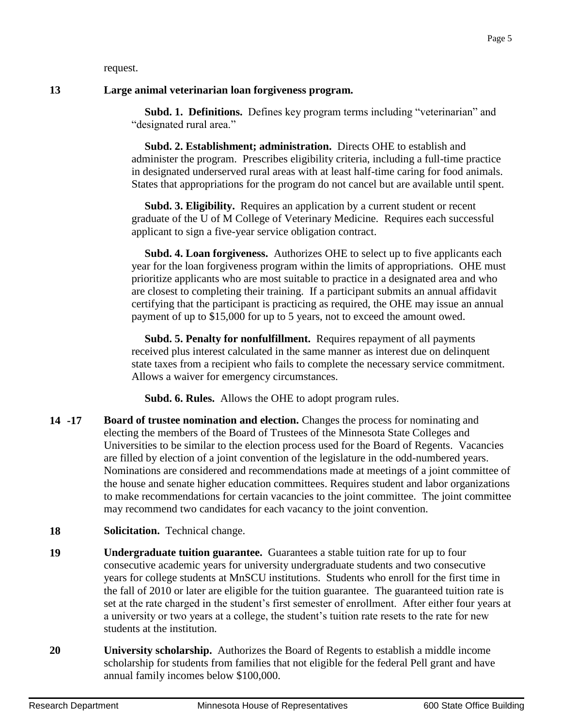request.

**13** **Large animal veterinarian loan forgiveness program.**

**Subd. 1. Definitions.** Defines key program terms including "veterinarian" and "designated rural area."

**Subd. 2. Establishment; administration.** Directs OHE to establish and administer the program. Prescribes eligibility criteria, including a full-time practice in designated underserved rural areas with at least half-time caring for food animals. States that appropriations for the program do not cancel but are available until spent.

**Subd. 3. Eligibility.** Requires an application by a current student or recent graduate of the U of M College of Veterinary Medicine. Requires each successful applicant to sign a five-year service obligation contract.

**Subd. 4. Loan forgiveness.** Authorizes OHE to select up to five applicants each year for the loan forgiveness program within the limits of appropriations. OHE must prioritize applicants who are most suitable to practice in a designated area and who are closest to completing their training. If a participant submits an annual affidavit certifying that the participant is practicing as required, the OHE may issue an annual payment of up to $15,000 for up to 5 years, not to exceed the amount owed.

**Subd. 5. Penalty for nonfulfillment.** Requires repayment of all payments received plus interest calculated in the same manner as interest due on delinquent state taxes from a recipient who fails to complete the necessary service commitment. Allows a waiver for emergency circumstances.

**Subd. 6. Rules.** Allows the OHE to adopt program rules.

**14 -17** **Board of trustee nomination and election.** Changes the process for nominating and electing the members of the Board of Trustees of the Minnesota State Colleges and Universities to be similar to the election process used for the Board of Regents. Vacancies are filled by election of a joint convention of the legislature in the odd-numbered years. Nominations are considered and recommendations made at meetings of a joint committee of the house and senate higher education committees. Requires student and labor organizations to make recommendations for certain vacancies to the joint committee. The joint committee may recommend two candidates for each vacancy to the joint convention.

**18** **Solicitation.** Technical change.

**19** **Undergraduate tuition guarantee.** Guarantees a stable tuition rate for up to four consecutive academic years for university undergraduate students and two consecutive years for college students at MnSCU institutions. Students who enroll for the first time in the fall of 2010 or later are eligible for the tuition guarantee. The guaranteed tuition rate is set at the rate charged in the student's first semester of enrollment. After either four years at a university or two years at a college, the student's tuition rate resets to the rate for new students at the institution.

**20** **University scholarship.** Authorizes the Board of Regents to establish a middle income scholarship for students from families that not eligible for the federal Pell grant and have annual family incomes below $100,000.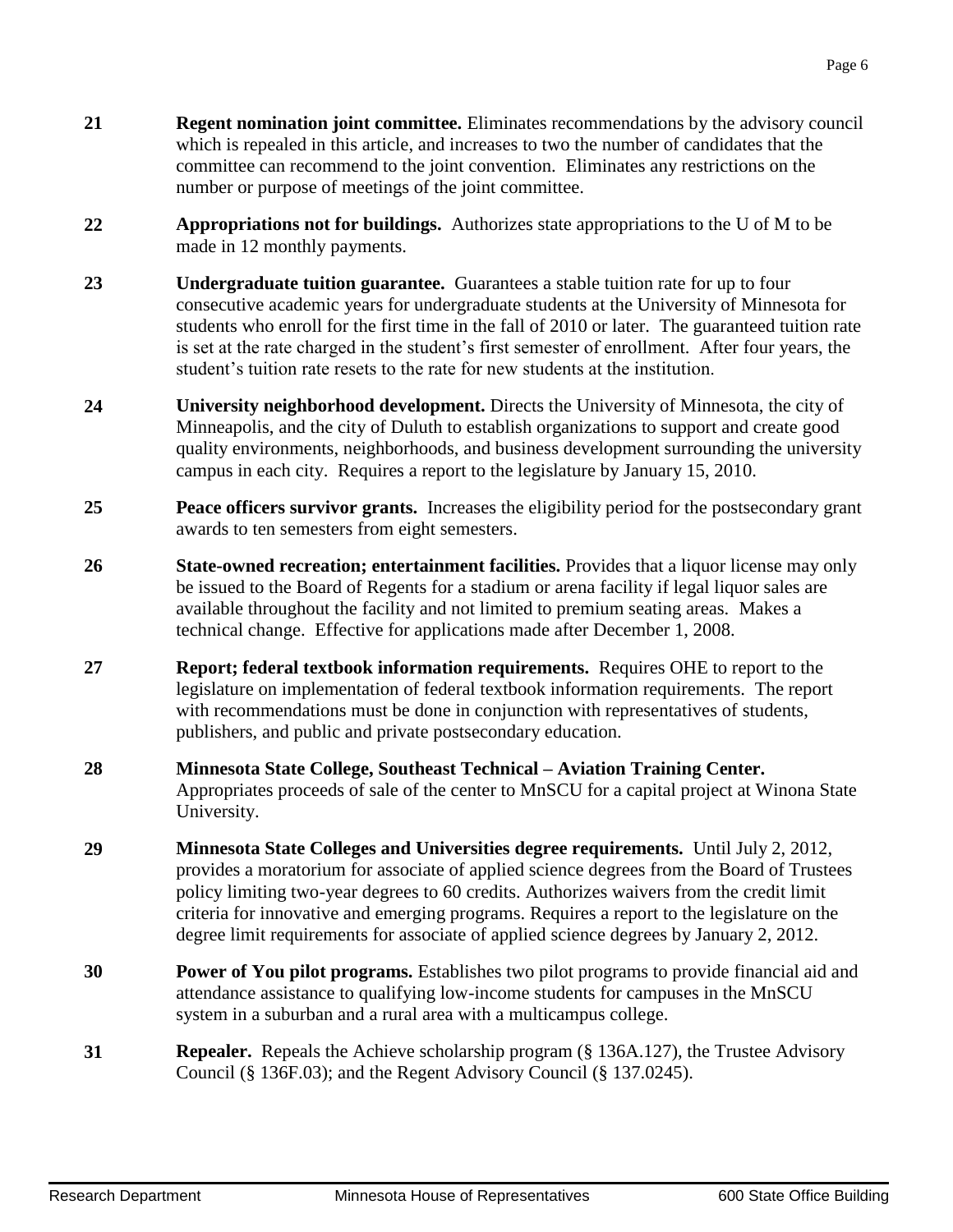**21** **Regent nomination joint committee.** Eliminates recommendations by the advisory council which is repealed in this article, and increases to two the number of candidates that the committee can recommend to the joint convention. Eliminates any restrictions on the number or purpose of meetings of the joint committee.

**22** **Appropriations not for buildings.** Authorizes state appropriations to the U of M to be made in 12 monthly payments.

**23** **Undergraduate tuition guarantee.** Guarantees a stable tuition rate for up to four consecutive academic years for undergraduate students at the University of Minnesota for students who enroll for the first time in the fall of 2010 or later. The guaranteed tuition rate is set at the rate charged in the student's first semester of enrollment. After four years, the student's tuition rate resets to the rate for new students at the institution.

**24** **University neighborhood development.** Directs the University of Minnesota, the city of Minneapolis, and the city of Duluth to establish organizations to support and create good quality environments, neighborhoods, and business development surrounding the university campus in each city. Requires a report to the legislature by January 15, 2010.

**25** **Peace officers survivor grants.** Increases the eligibility period for the postsecondary grant awards to ten semesters from eight semesters.

**26** **State-owned recreation; entertainment facilities.** Provides that a liquor license may only be issued to the Board of Regents for a stadium or arena facility if legal liquor sales are available throughout the facility and not limited to premium seating areas. Makes a technical change. Effective for applications made after December 1, 2008.

**27** **Report; federal textbook information requirements.** Requires OHE to report to the legislature on implementation of federal textbook information requirements. The report with recommendations must be done in conjunction with representatives of students, publishers, and public and private postsecondary education.

**28** **Minnesota State College, Southeast Technical – Aviation Training Center.** Appropriates proceeds of sale of the center to MnSCU for a capital project at Winona State University.

**29** **Minnesota State Colleges and Universities degree requirements.** Until July 2, 2012, provides a moratorium for associate of applied science degrees from the Board of Trustees policy limiting two-year degrees to 60 credits. Authorizes waivers from the credit limit criteria for innovative and emerging programs. Requires a report to the legislature on the degree limit requirements for associate of applied science degrees by January 2, 2012.

**30** **Power of You pilot programs.** Establishes two pilot programs to provide financial aid and attendance assistance to qualifying low-income students for campuses in the MnSCU system in a suburban and a rural area with a multicampus college.

**31** **Repealer.** Repeals the Achieve scholarship program (§ 136A.127), the Trustee Advisory Council (§ 136F.03); and the Regent Advisory Council (§ 137.0245).